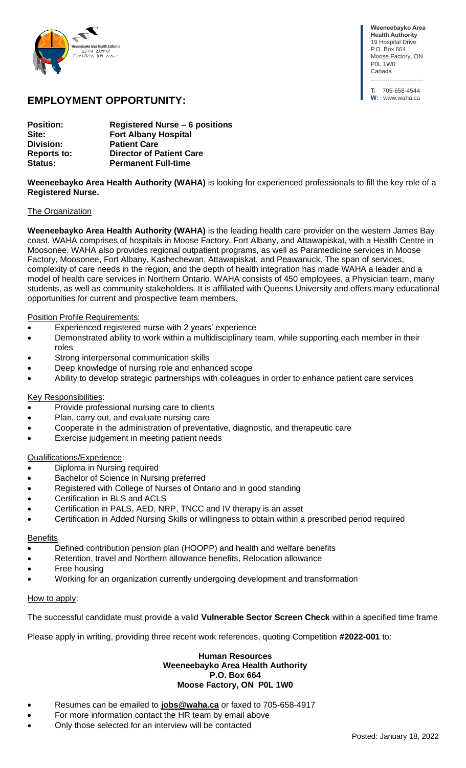Weeneebayko Area Health Authority
19 Hospital Drive
P.O. Box 664
Moose Factory, ON
P0L 1W0
Canada

**T:** 705-658-4544
**W:** www.waha.ca

# EMPLOYMENT OPPORTUNITY:

**Position:** Registered Nurse – 6 positions
**Site:** Fort Albany Hospital
**Division:** Patient Care
**Reports to:** Director of Patient Care
**Status:** Permanent Full-time

**Weeneebayko Area Health Authority (WAHA)** is looking for experienced professionals to fill the key role of a **Registered Nurse.**

## The Organization

**Weeneebayko Area Health Authority (WAHA)** is the leading health care provider on the western James Bay coast. WAHA comprises of hospitals in Moose Factory, Fort Albany, and Attawapiskat, with a Health Centre in Moosonee. WAHA also provides regional outpatient programs, as well as Paramedicine services in Moose Factory, Moosonee, Fort Albany, Kashechewan, Attawapiskat, and Peawanuck. The span of services, complexity of care needs in the region, and the depth of health integration has made WAHA a leader and a model of health care services in Northern Ontario. WAHA consists of 450 employees, a Physician team, many students, as well as community stakeholders. It is affiliated with Queens University and offers many educational opportunities for current and prospective team members.

## Position Profile Requirements:

- Experienced registered nurse with 2 years' experience
- Demonstrated ability to work within a multidisciplinary team, while supporting each member in their roles
- Strong interpersonal communication skills
- Deep knowledge of nursing role and enhanced scope
- Ability to develop strategic partnerships with colleagues in order to enhance patient care services

## Key Responsibilities:

- Provide professional nursing care to clients
- Plan, carry out, and evaluate nursing care
- Cooperate in the administration of preventative, diagnostic, and therapeutic care
- Exercise judgement in meeting patient needs

## Qualifications/Experience:

- Diploma in Nursing required
- Bachelor of Science in Nursing preferred
- Registered with College of Nurses of Ontario and in good standing
- Certification in BLS and ACLS
- Certification in PALS, AED, NRP, TNCC and IV therapy is an asset
- Certification in Added Nursing Skills or willingness to obtain within a prescribed period required

## Benefits

- Defined contribution pension plan (HOOPP) and health and welfare benefits
- Retention, travel and Northern allowance benefits, Relocation allowance
- Free housing
- Working for an organization currently undergoing development and transformation

## How to apply:

The successful candidate must provide a valid **Vulnerable Sector Screen Check** within a specified time frame

Please apply in writing, providing three recent work references, quoting Competition **#2022-001** to:

**Human Resources**
**Weeneebayko Area Health Authority**
**P.O. Box 664**
**Moose Factory, ON P0L 1W0**

- Resumes can be emailed to **jobs@waha.ca** or faxed to 705-658-4917
- For more information contact the HR team by email above
- Only those selected for an interview will be contacted

Posted: January 18, 2022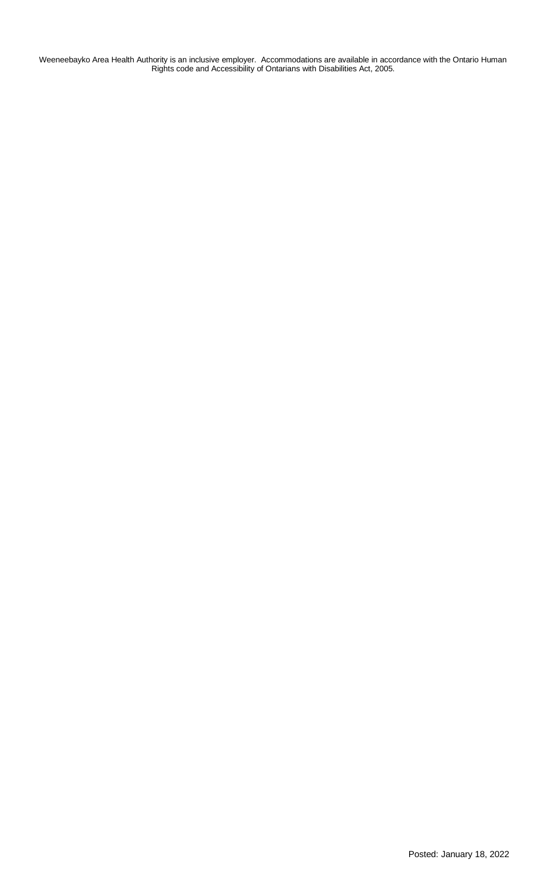Weeneebayko Area Health Authority is an inclusive employer. Accommodations are available in accordance with the Ontario Human Rights code and Accessibility of Ontarians with Disabilities Act, 2005.

Posted: January 18, 2022